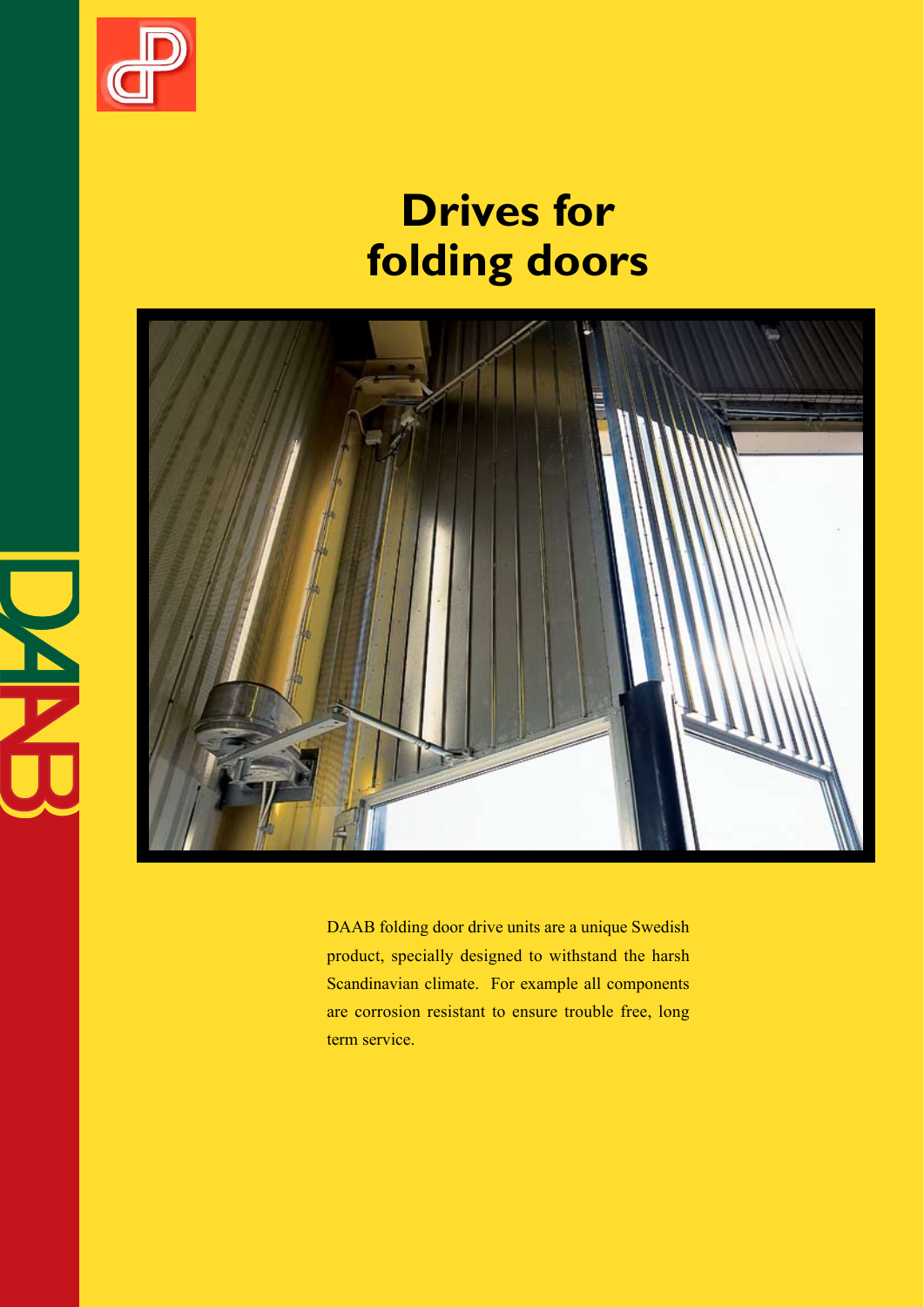# Drives for folding doors

DAAB folding door drive units are a unique Swedish product, specially designed to withstand the harsh Scandinavian climate. For example all components are corrosion resistant to ensure trouble free, long term service.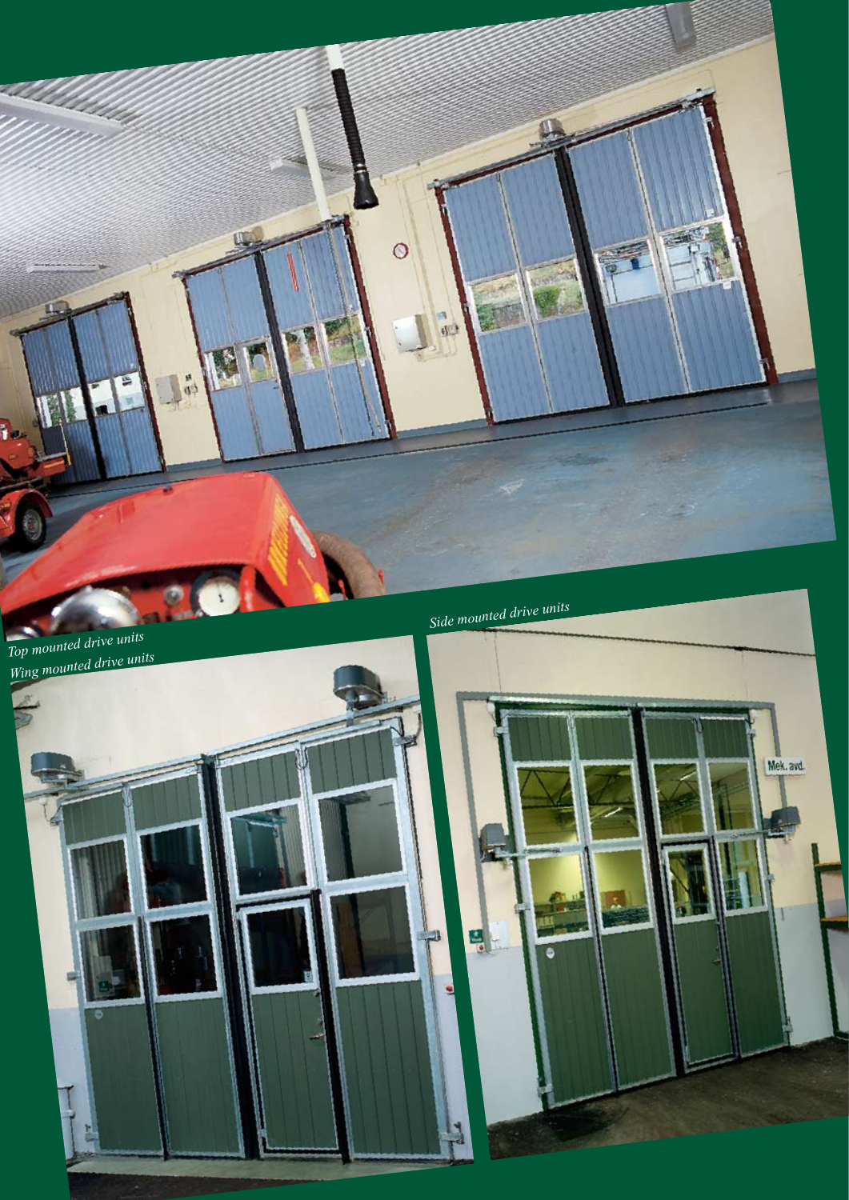*Top mounted drive units*

*Wing mounted drive units*

*Side mounted drive units*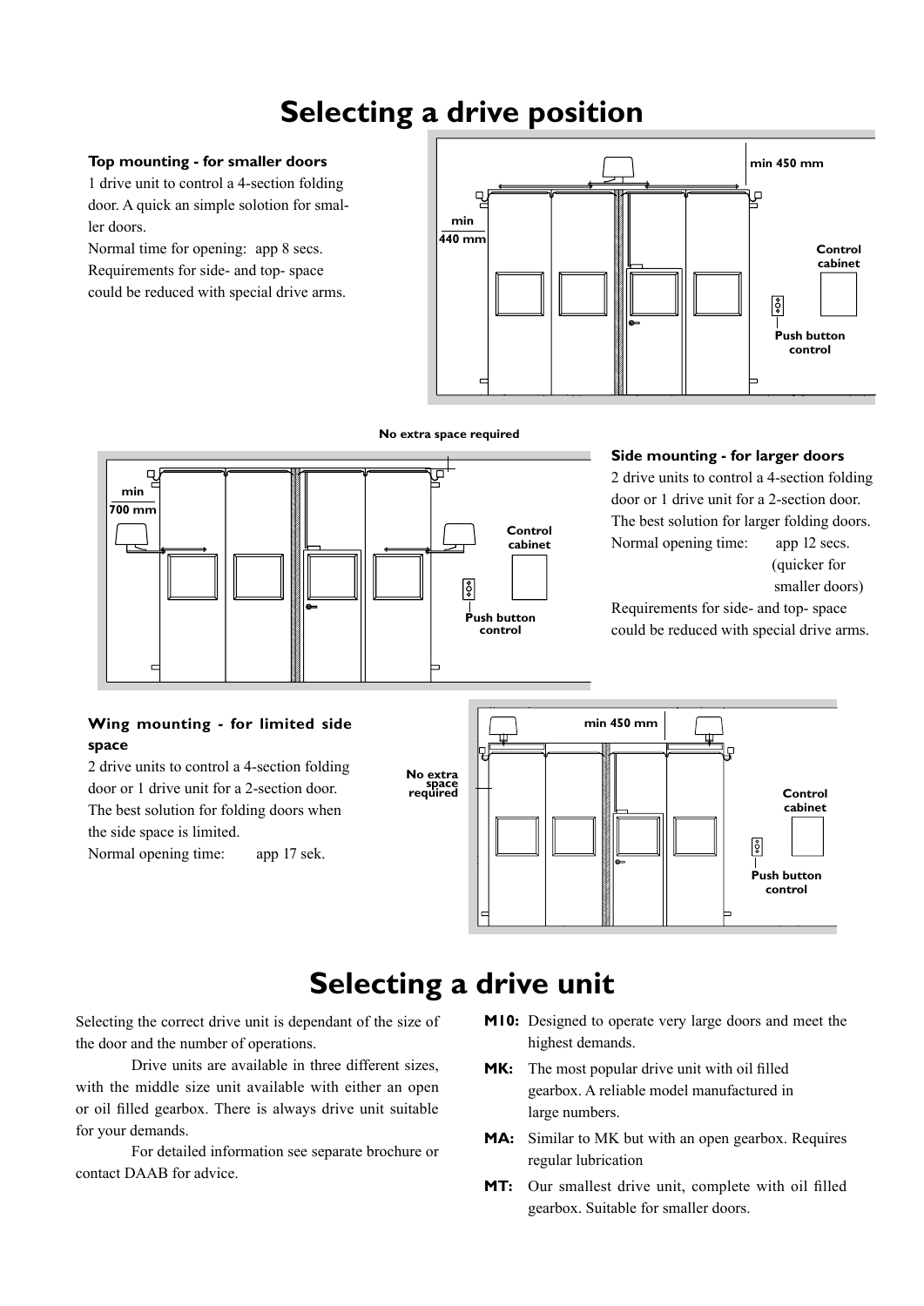# Selecting a drive position

### Top mounting - for smaller doors

1 drive unit to control a 4-section folding door. A quick an simple solotion for smaller doors.

Normal time for opening: app 8 secs.

Requirements for side- and top- space could be reduced with special drive arms.

min 450 mm

min 440 mm

Control cabinet

Push button control

No extra space required

min 700 mm

Control cabinet

Push button control

### Side mounting - for larger doors

2 drive units to control a 4-section folding door or 1 drive unit for a 2-section door. The best solution for larger folding doors.

Normal opening time: app 12 secs. (quicker for smaller doors)

Requirements for side- and top- space could be reduced with special drive arms.

### Wing mounting - for limited side space

2 drive units to control a 4-section folding door or 1 drive unit for a 2-section door. The best solution for folding doors when the side space is limited.

Normal opening time: app 17 sek.

min 450 mm

No extra space required

Control cabinet

Push button control

# Selecting a drive unit

Selecting the correct drive unit is dependant of the size of the door and the number of operations.

Drive units are available in three different sizes, with the middle size unit available with either an open or oil filled gearbox. There is always drive unit suitable for your demands.

For detailed information see separate brochure or contact DAAB for advice.

**M10:** Designed to operate very large doors and meet the highest demands.

**MK:** The most popular drive unit with oil filled gearbox. A reliable model manufactured in large numbers.

**MA:** Similar to MK but with an open gearbox. Requires regular lubrication

**MT:** Our smallest drive unit, complete with oil filled gearbox. Suitable for smaller doors.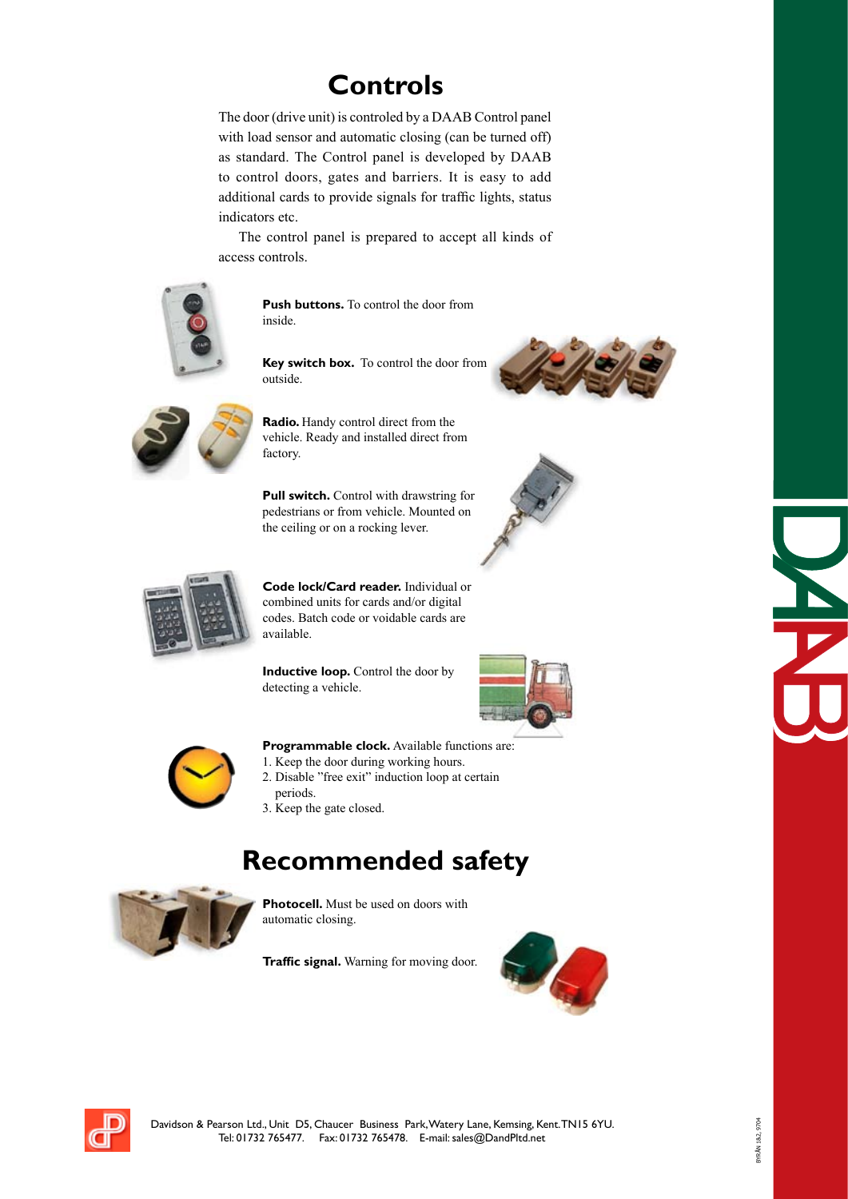# Controls

The door (drive unit) is controled by a DAAB Control panel with load sensor and automatic closing (can be turned off) as standard. The Control panel is developed by DAAB to control doors, gates and barriers. It is easy to add additional cards to provide signals for traffic lights, status indicators etc.

The control panel is prepared to accept all kinds of access controls.

**Push buttons.** To control the door from inside.

**Key switch box.** To control the door from outside.

**Radio.** Handy control direct from the vehicle. Ready and installed direct from factory.

**Pull switch.** Control with drawstring for pedestrians or from vehicle. Mounted on the ceiling or on a rocking lever.

**Code lock/Card reader.** Individual or combined units for cards and/or digital codes. Batch code or voidable cards are available.

**Inductive loop.** Control the door by detecting a vehicle.

**Programmable clock.** Available functions are:

1. Keep the door during working hours.
2. Disable "free exit" induction loop at certain periods.
3. Keep the gate closed.

# Recommended safety

**Photocell.** Must be used on doors with automatic closing.

**Traffic signal.** Warning for moving door.

Davidson & Pearson Ltd., Unit D5, Chaucer Business Park, Watery Lane, Kemsing, Kent. TN15 6YU.
Tel: 01732 765477. Fax: 01732 765478. E-mail: sales@DandPltd.net